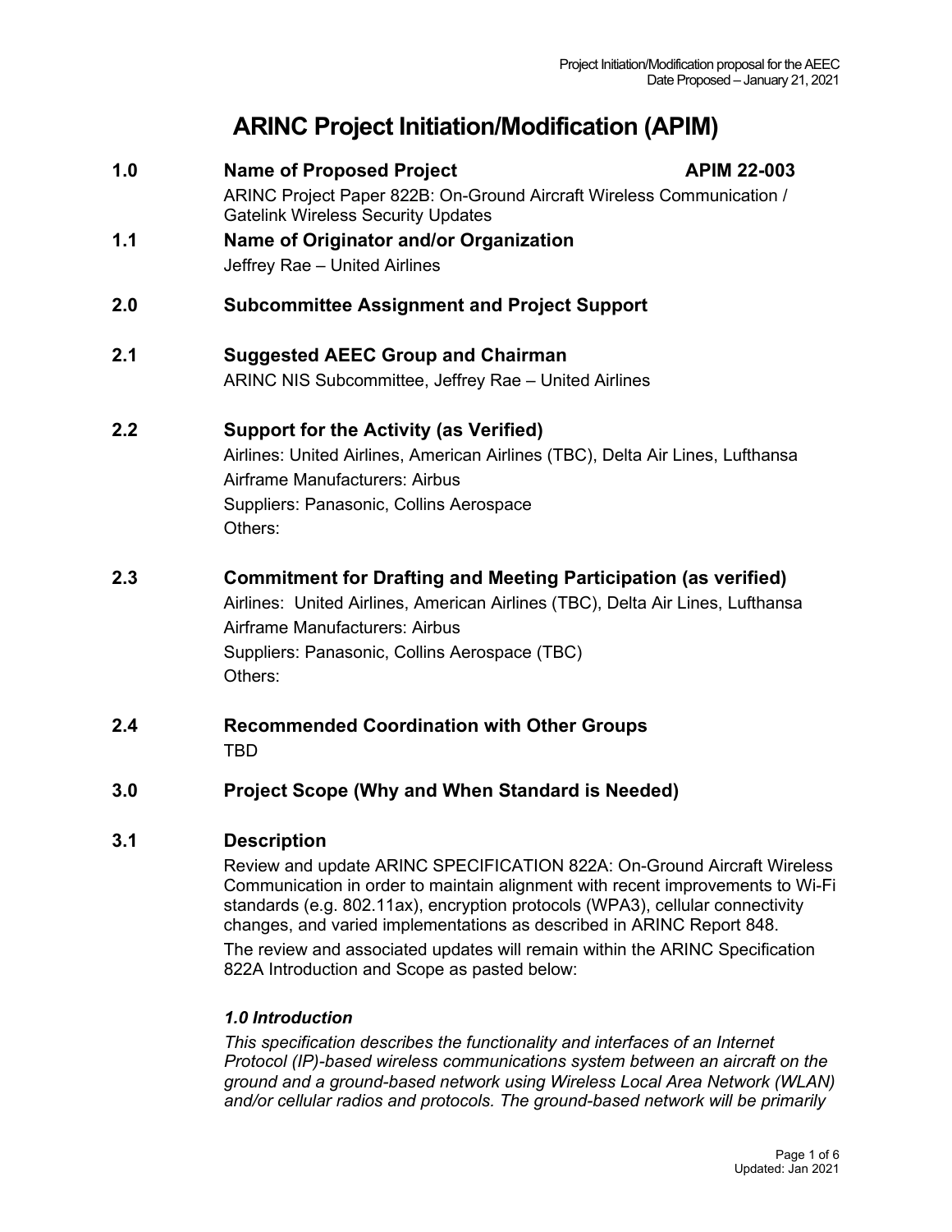# ARINC Project Initiation/Modification (APIM)

## 1.0 Name of Proposed Project — APIM 22-003

ARINC Project Paper 822B: On-Ground Aircraft Wireless Communication / Gatelink Wireless Security Updates

### 1.1 Name of Originator and/or Organization

Jeffrey Rae – United Airlines

## 2.0 Subcommittee Assignment and Project Support

### 2.1 Suggested AEEC Group and Chairman

ARINC NIS Subcommittee, Jeffrey Rae – United Airlines

### 2.2 Support for the Activity (as Verified)

Airlines: United Airlines, American Airlines (TBC), Delta Air Lines, Lufthansa

Airframe Manufacturers: Airbus

Suppliers: Panasonic, Collins Aerospace

Others:

### 2.3 Commitment for Drafting and Meeting Participation (as verified)

Airlines: United Airlines, American Airlines (TBC), Delta Air Lines, Lufthansa

Airframe Manufacturers: Airbus

Suppliers: Panasonic, Collins Aerospace (TBC)

Others:

### 2.4 Recommended Coordination with Other Groups

TBD

## 3.0 Project Scope (Why and When Standard is Needed)

### 3.1 Description

Review and update ARINC SPECIFICATION 822A: On-Ground Aircraft Wireless Communication in order to maintain alignment with recent improvements to Wi-Fi standards (e.g. 802.11ax), encryption protocols (WPA3), cellular connectivity changes, and varied implementations as described in ARINC Report 848.

The review and associated updates will remain within the ARINC Specification 822A Introduction and Scope as pasted below:

***1.0 Introduction***

*This specification describes the functionality and interfaces of an Internet Protocol (IP)-based wireless communications system between an aircraft on the ground and a ground-based network using Wireless Local Area Network (WLAN) and/or cellular radios and protocols. The ground-based network will be primarily*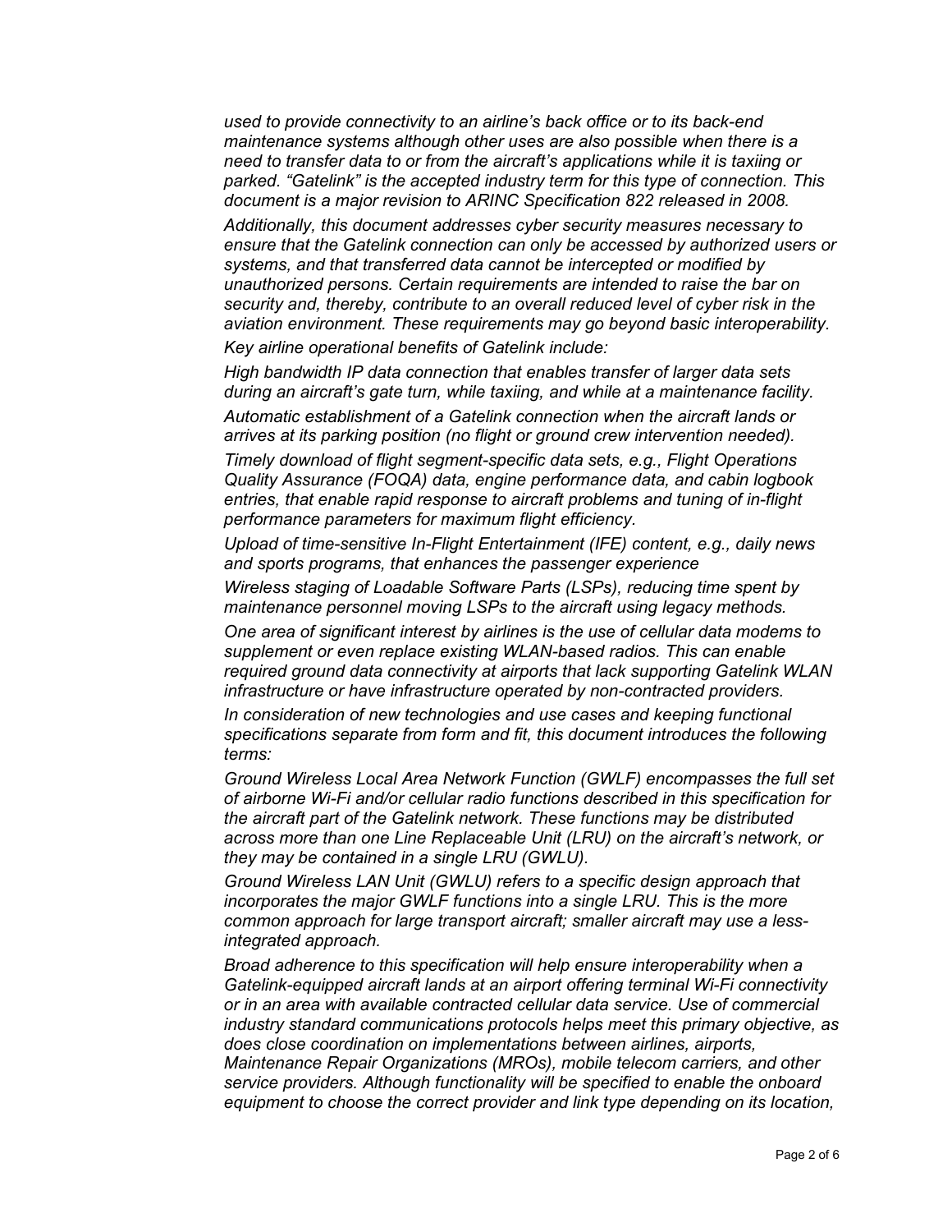*used to provide connectivity to an airline's back office or to its back-end maintenance systems although other uses are also possible when there is a need to transfer data to or from the aircraft's applications while it is taxiing or parked. "Gatelink" is the accepted industry term for this type of connection. This document is a major revision to ARINC Specification 822 released in 2008.*

*Additionally, this document addresses cyber security measures necessary to ensure that the Gatelink connection can only be accessed by authorized users or systems, and that transferred data cannot be intercepted or modified by unauthorized persons. Certain requirements are intended to raise the bar on security and, thereby, contribute to an overall reduced level of cyber risk in the aviation environment. These requirements may go beyond basic interoperability.*

*Key airline operational benefits of Gatelink include:*

*High bandwidth IP data connection that enables transfer of larger data sets during an aircraft's gate turn, while taxiing, and while at a maintenance facility.*

*Automatic establishment of a Gatelink connection when the aircraft lands or arrives at its parking position (no flight or ground crew intervention needed).*

*Timely download of flight segment-specific data sets, e.g., Flight Operations Quality Assurance (FOQA) data, engine performance data, and cabin logbook entries, that enable rapid response to aircraft problems and tuning of in-flight performance parameters for maximum flight efficiency.*

*Upload of time-sensitive In-Flight Entertainment (IFE) content, e.g., daily news and sports programs, that enhances the passenger experience*

*Wireless staging of Loadable Software Parts (LSPs), reducing time spent by maintenance personnel moving LSPs to the aircraft using legacy methods.*

*One area of significant interest by airlines is the use of cellular data modems to supplement or even replace existing WLAN-based radios. This can enable required ground data connectivity at airports that lack supporting Gatelink WLAN infrastructure or have infrastructure operated by non-contracted providers.*

*In consideration of new technologies and use cases and keeping functional specifications separate from form and fit, this document introduces the following terms:*

*Ground Wireless Local Area Network Function (GWLF) encompasses the full set of airborne Wi-Fi and/or cellular radio functions described in this specification for the aircraft part of the Gatelink network. These functions may be distributed across more than one Line Replaceable Unit (LRU) on the aircraft's network, or they may be contained in a single LRU (GWLU).*

*Ground Wireless LAN Unit (GWLU) refers to a specific design approach that incorporates the major GWLF functions into a single LRU. This is the more common approach for large transport aircraft; smaller aircraft may use a less-integrated approach.*

*Broad adherence to this specification will help ensure interoperability when a Gatelink-equipped aircraft lands at an airport offering terminal Wi-Fi connectivity or in an area with available contracted cellular data service. Use of commercial industry standard communications protocols helps meet this primary objective, as does close coordination on implementations between airlines, airports, Maintenance Repair Organizations (MROs), mobile telecom carriers, and other service providers. Although functionality will be specified to enable the onboard equipment to choose the correct provider and link type depending on its location,*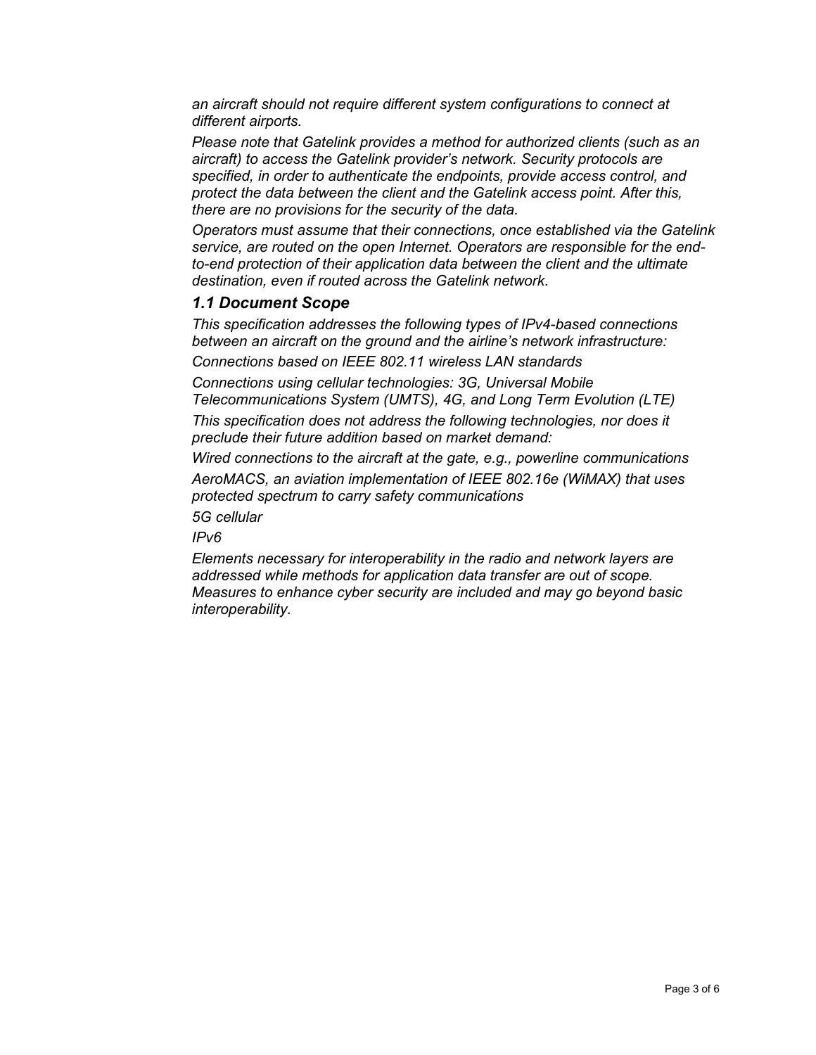*an aircraft should not require different system configurations to connect at different airports.*

*Please note that Gatelink provides a method for authorized clients (such as an aircraft) to access the Gatelink provider's network. Security protocols are specified, in order to authenticate the endpoints, provide access control, and protect the data between the client and the Gatelink access point. After this, there are no provisions for the security of the data.*

*Operators must assume that their connections, once established via the Gatelink service, are routed on the open Internet. Operators are responsible for the end-to-end protection of their application data between the client and the ultimate destination, even if routed across the Gatelink network.*

### *1.1 Document Scope*

*This specification addresses the following types of IPv4-based connections between an aircraft on the ground and the airline's network infrastructure:*

*Connections based on IEEE 802.11 wireless LAN standards*

*Connections using cellular technologies: 3G, Universal Mobile Telecommunications System (UMTS), 4G, and Long Term Evolution (LTE)*

*This specification does not address the following technologies, nor does it preclude their future addition based on market demand:*

*Wired connections to the aircraft at the gate, e.g., powerline communications*

*AeroMACS, an aviation implementation of IEEE 802.16e (WiMAX) that uses protected spectrum to carry safety communications*

*5G cellular*

*IPv6*

*Elements necessary for interoperability in the radio and network layers are addressed while methods for application data transfer are out of scope. Measures to enhance cyber security are included and may go beyond basic interoperability.*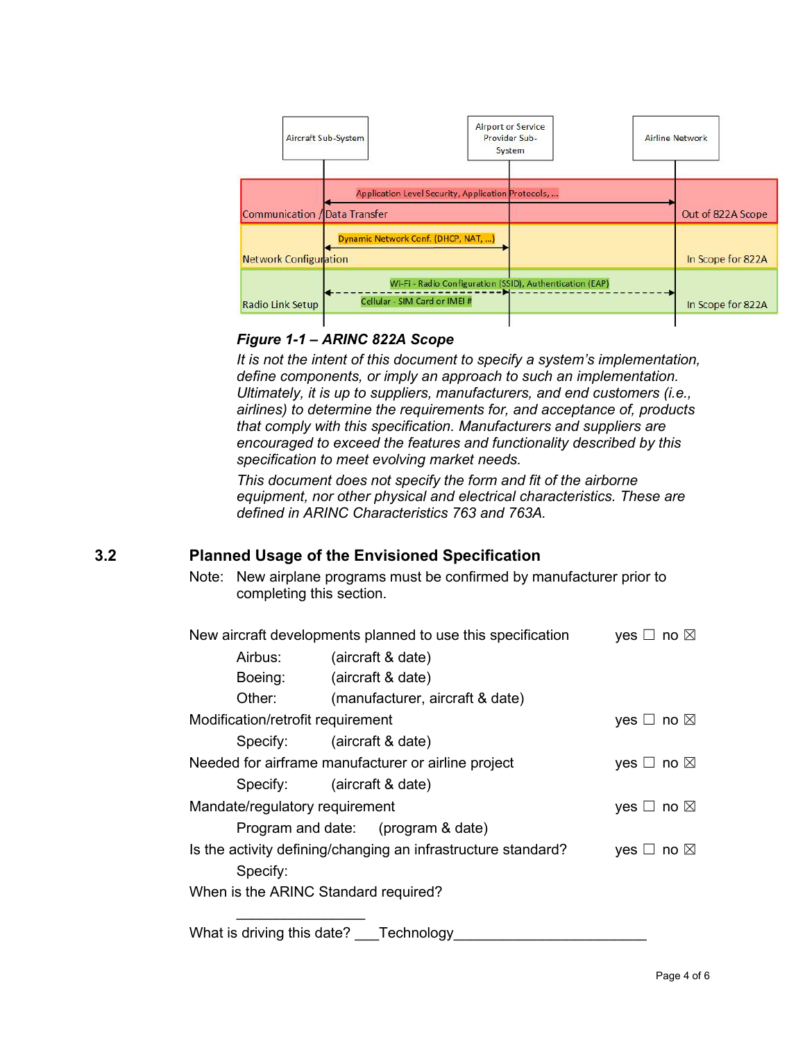**_Figure 1-1 – ARINC 822A Scope_**

*It is not the intent of this document to specify a system's implementation, define components, or imply an approach to such an implementation. Ultimately, it is up to suppliers, manufacturers, and end customers (i.e., airlines) to determine the requirements for, and acceptance of, products that comply with this specification. Manufacturers and suppliers are encouraged to exceed the features and functionality described by this specification to meet evolving market needs.*

*This document does not specify the form and fit of the airborne equipment, nor other physical and electrical characteristics. These are defined in ARINC Characteristics 763 and 763A.*

## 3.2 Planned Usage of the Envisioned Specification

Note: New airplane programs must be confirmed by manufacturer prior to completing this section.

New aircraft developments planned to use this specification yes ☐ no ☒

Airbus: (aircraft & date)

Boeing: (aircraft & date)

Other: (manufacturer, aircraft & date)

Modification/retrofit requirement yes ☐ no ☒

Specify: (aircraft & date)

Needed for airframe manufacturer or airline project yes ☐ no ☒

Specify: (aircraft & date)

Mandate/regulatory requirement yes ☐ no ☒

Program and date: (program & date)

Is the activity defining/changing an infrastructure standard? yes ☐ no ☒

Specify:

When is the ARINC Standard required?

________________

What is driving this date? ___Technology_______________________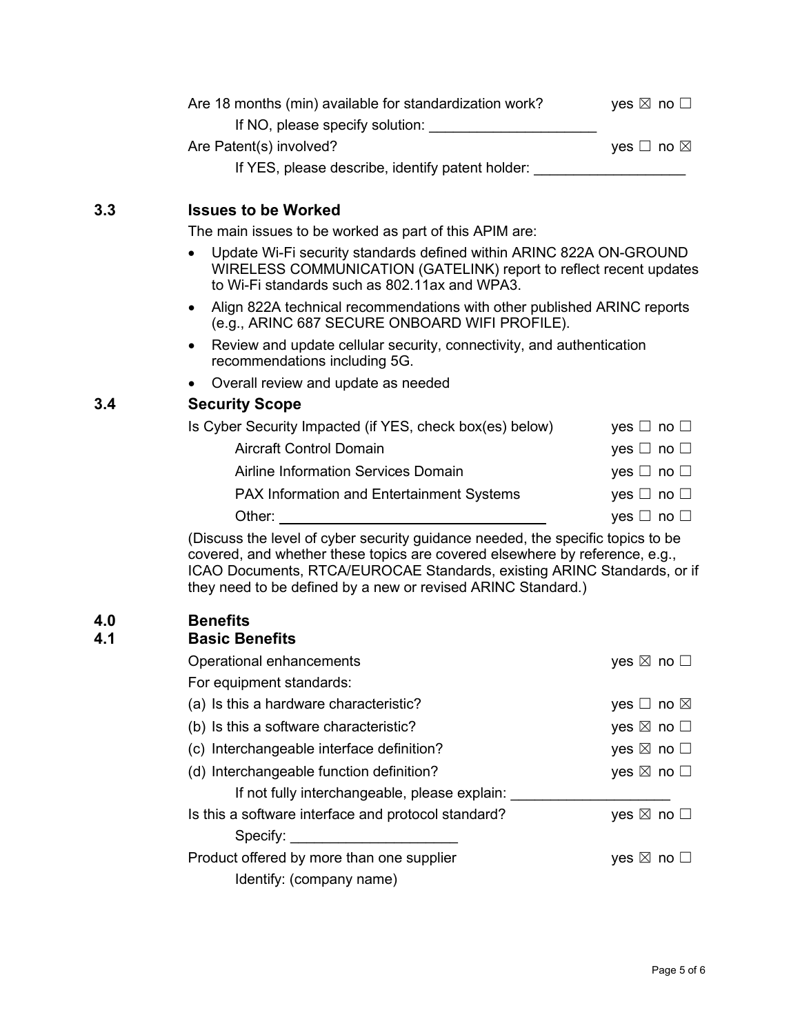Are 18 months (min) available for standardization work? yes ☒ no ☐

If NO, please specify solution: ____________________

Are Patent(s) involved? yes ☐ no ☒

If YES, please describe, identify patent holder: __________________

### 3.3 Issues to be Worked

The main issues to be worked as part of this APIM are:

- Update Wi-Fi security standards defined within ARINC 822A ON-GROUND WIRELESS COMMUNICATION (GATELINK) report to reflect recent updates to Wi-Fi standards such as 802.11ax and WPA3.
- Align 822A technical recommendations with other published ARINC reports (e.g., ARINC 687 SECURE ONBOARD WIFI PROFILE).
- Review and update cellular security, connectivity, and authentication recommendations including 5G.
- Overall review and update as needed

### 3.4 Security Scope

Is Cyber Security Impacted (if YES, check box(es) below) yes ☐ no ☐

Aircraft Control Domain yes ☐ no ☐

Airline Information Services Domain yes ☐ no ☐

PAX Information and Entertainment Systems yes ☐ no ☐

Other: ______________________________ yes ☐ no ☐

(Discuss the level of cyber security guidance needed, the specific topics to be covered, and whether these topics are covered elsewhere by reference, e.g., ICAO Documents, RTCA/EUROCAE Standards, existing ARINC Standards, or if they need to be defined by a new or revised ARINC Standard.)

## 4.0 Benefits

### 4.1 Basic Benefits

Operational enhancements yes ☒ no ☐

For equipment standards:

(a) Is this a hardware characteristic? yes ☐ no ☒

(b) Is this a software characteristic? yes ☒ no ☐

(c) Interchangeable interface definition? yes ☒ no ☐

(d) Interchangeable function definition? yes ☒ no ☐

If not fully interchangeable, please explain: __________________

Is this a software interface and protocol standard? yes ☒ no ☐

Specify: ____________________

Product offered by more than one supplier yes ☒ no ☐

Identify: (company name)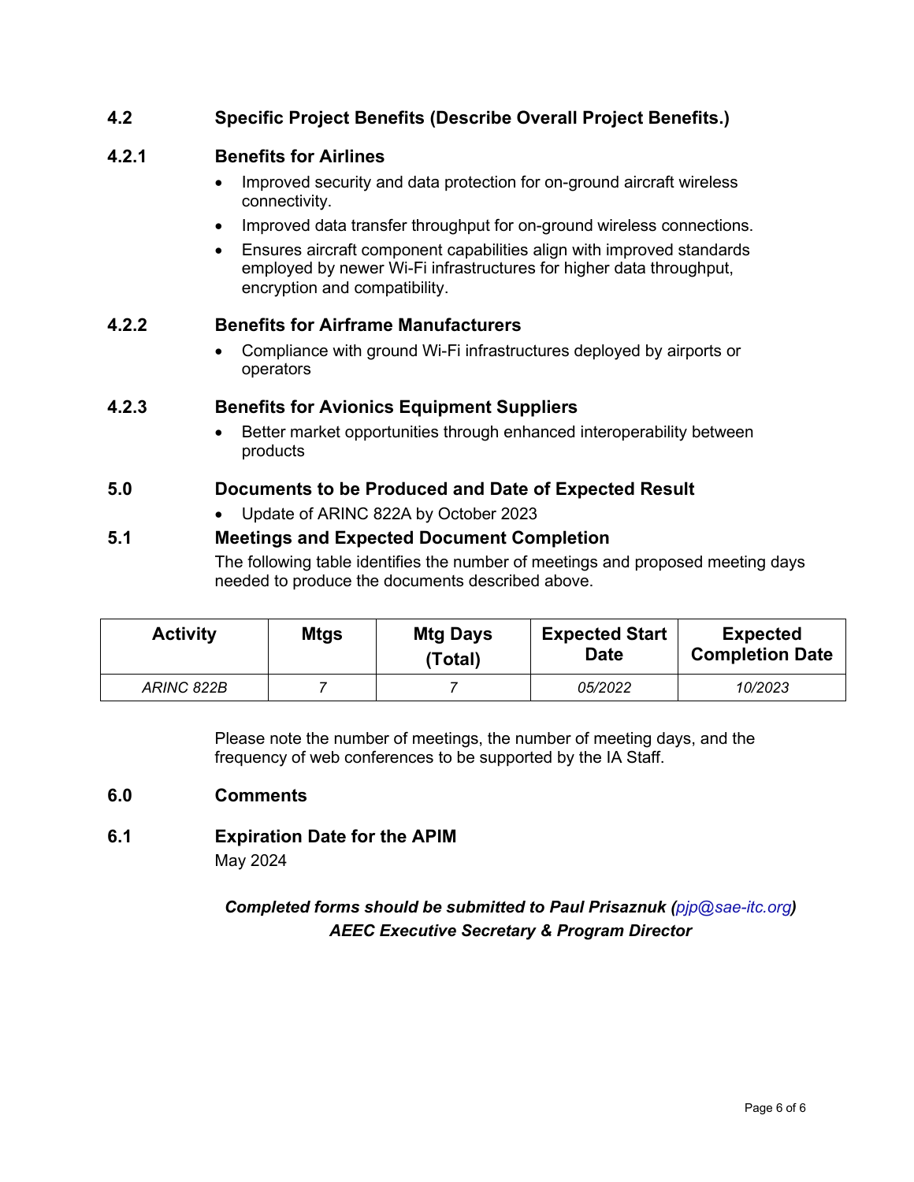## 4.2 Specific Project Benefits (Describe Overall Project Benefits.)

### 4.2.1 Benefits for Airlines

- Improved security and data protection for on-ground aircraft wireless connectivity.
- Improved data transfer throughput for on-ground wireless connections.
- Ensures aircraft component capabilities align with improved standards employed by newer Wi-Fi infrastructures for higher data throughput, encryption and compatibility.

### 4.2.2 Benefits for Airframe Manufacturers

- Compliance with ground Wi-Fi infrastructures deployed by airports or operators

### 4.2.3 Benefits for Avionics Equipment Suppliers

- Better market opportunities through enhanced interoperability between products

## 5.0 Documents to be Produced and Date of Expected Result

- Update of ARINC 822A by October 2023

## 5.1 Meetings and Expected Document Completion

The following table identifies the number of meetings and proposed meeting days needed to produce the documents described above.

| Activity | Mtgs | Mtg Days (Total) | Expected Start Date | Expected Completion Date |
|---|---|---|---|---|
| *ARINC 822B* | *7* | *7* | *05/2022* | *10/2023* |

Please note the number of meetings, the number of meeting days, and the frequency of web conferences to be supported by the IA Staff.

## 6.0 Comments

## 6.1 Expiration Date for the APIM

May 2024

***Completed forms should be submitted to Paul Prisaznuk (pjp@sae-itc.org)***
***AEEC Executive Secretary & Program Director***